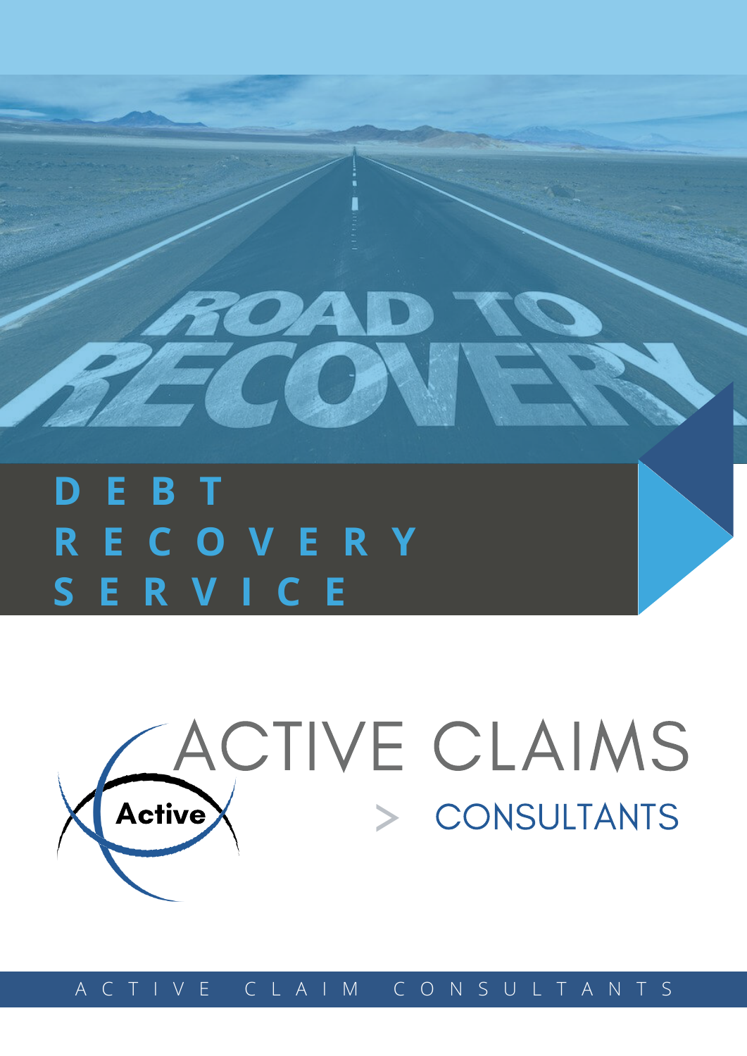# DEBT RECOVERY SERVICE

ACTIVE CLAIMS

> CONSULTANTS

ACTIVE CLAIM CONSULTANTS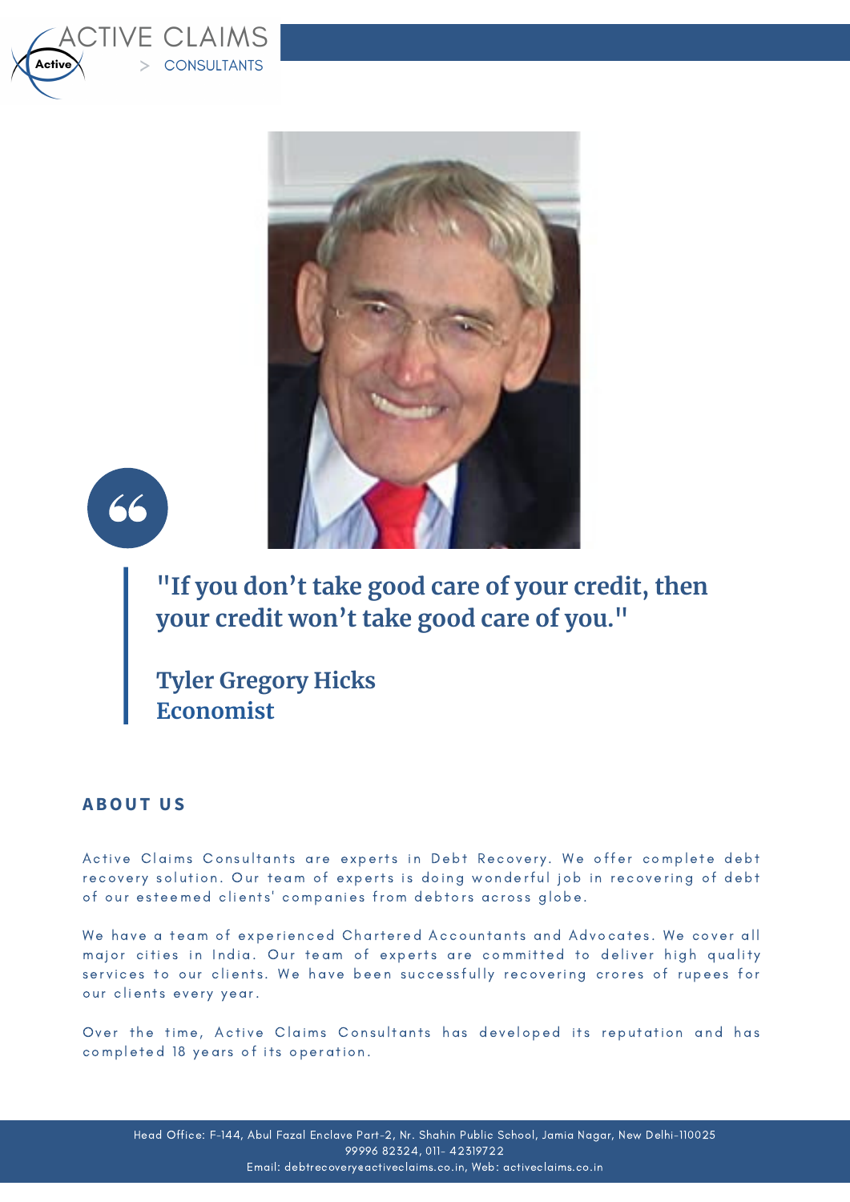> "If you don't take good care of your credit, then your credit won't take good care of you."
>
> **Tyler Gregory Hicks**
> **Economist**

## ABOUT US

Active Claims Consultants are experts in Debt Recovery. We offer complete debt recovery solution. Our team of experts is doing wonderful job in recovering of debt of our esteemed clients' companies from debtors across globe.

We have a team of experienced Chartered Accountants and Advocates. We cover all major cities in India. Our team of experts are committed to deliver high quality services to our clients. We have been successfully recovering crores of rupees for our clients every year.

Over the time, Active Claims Consultants has developed its reputation and has completed 18 years of its operation.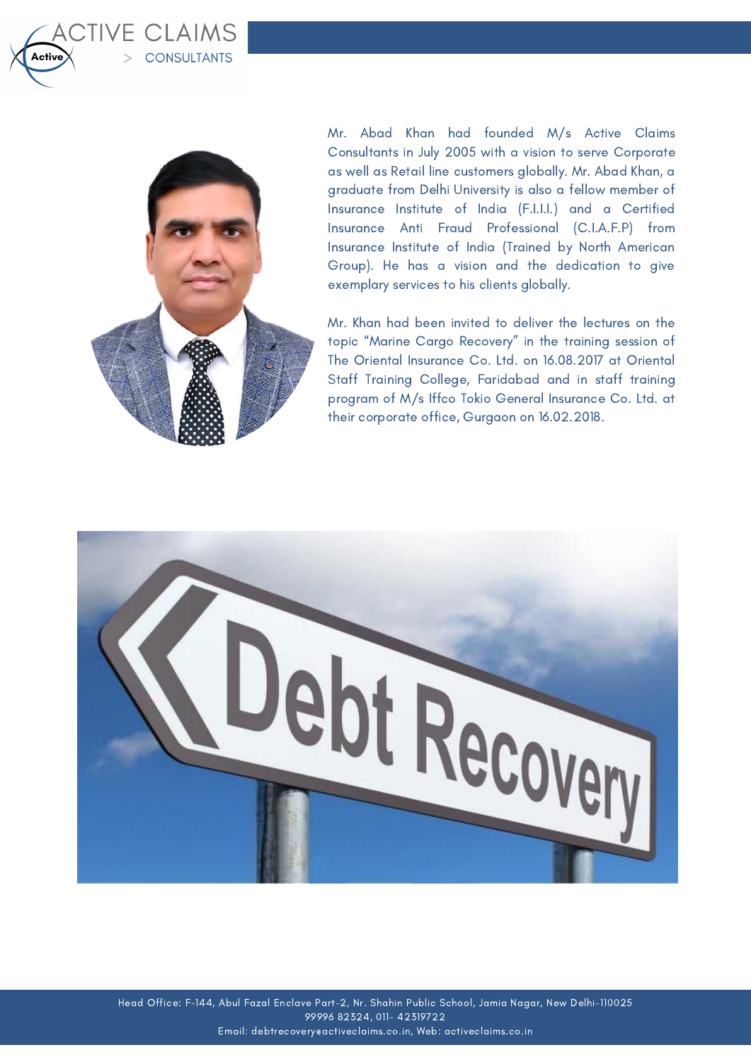Mr. Abad Khan had founded M/s Active Claims Consultants in July 2005 with a vision to serve Corporate as well as Retail line customers globally. Mr. Abad Khan, a graduate from Delhi University is also a fellow member of Insurance Institute of India (F.I.I.I.) and a Certified Insurance Anti Fraud Professional (C.I.A.F.P) from Insurance Institute of India (Trained by North American Group). He has a vision and the dedication to give exemplary services to his clients globally.

Mr. Khan had been invited to deliver the lectures on the topic "Marine Cargo Recovery" in the training session of The Oriental Insurance Co. Ltd. on 16.08.2017 at Oriental Staff Training College, Faridabad and in staff training program of M/s Iffco Tokio General Insurance Co. Ltd. at their corporate office, Gurgaon on 16.02.2018.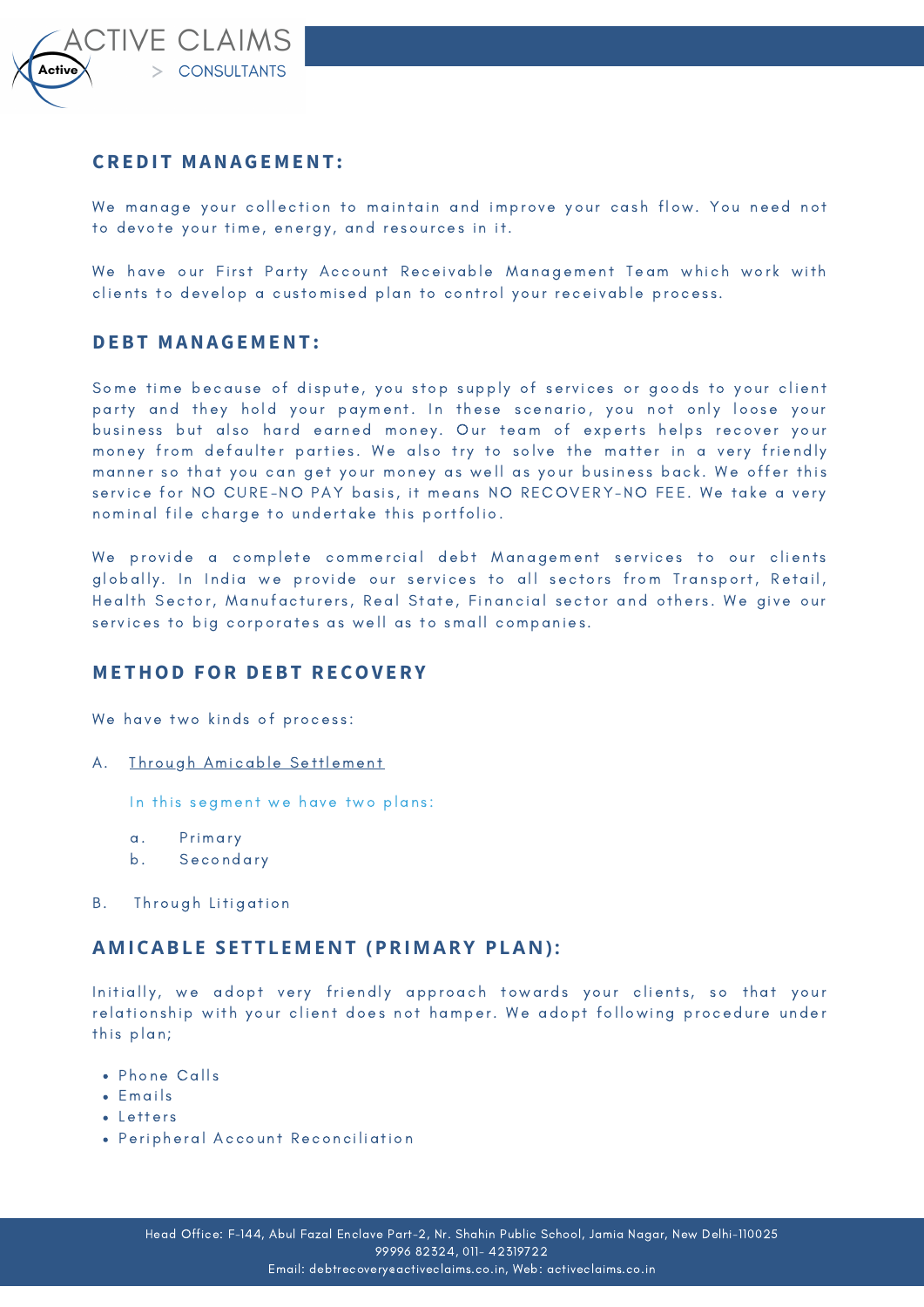## CREDIT MANAGEMENT:

We manage your collection to maintain and improve your cash flow. You need not to devote your time, energy, and resources in it.

We have our First Party Account Receivable Management Team which work with clients to develop a customised plan to control your receivable process.

## DEBT MANAGEMENT:

Some time because of dispute, you stop supply of services or goods to your client party and they hold your payment. In these scenario, you not only loose your business but also hard earned money. Our team of experts helps recover your money from defaulter parties. We also try to solve the matter in a very friendly manner so that you can get your money as well as your business back. We offer this service for NO CURE-NO PAY basis, it means NO RECOVERY-NO FEE. We take a very nominal file charge to undertake this portfolio.

We provide a complete commercial debt Management services to our clients globally. In India we provide our services to all sectors from Transport, Retail, Health Sector, Manufacturers, Real State, Financial sector and others. We give our services to big corporates as well as to small companies.

## METHOD FOR DEBT RECOVERY

We have two kinds of process:

A. Through Amicable Settlement

In this segment we have two plans:

a. Primary
b. Secondary

B. Through Litigation

## AMICABLE SETTLEMENT (PRIMARY PLAN):

Initially, we adopt very friendly approach towards your clients, so that your relationship with your client does not hamper. We adopt following procedure under this plan;

- Phone Calls
- Emails
- Letters
- Peripheral Account Reconciliation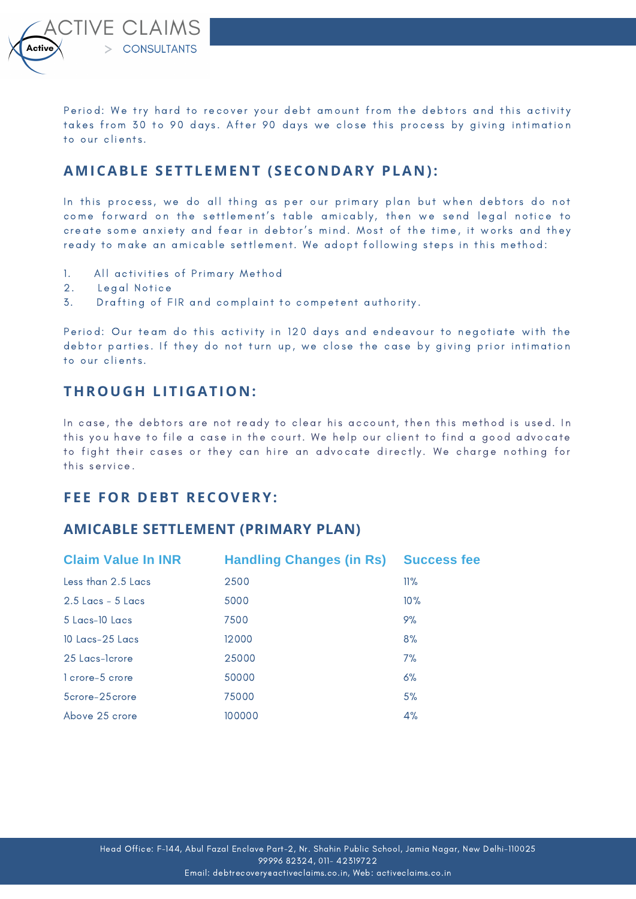Period: We try hard to recover your debt amount from the debtors and this activity takes from 30 to 90 days. After 90 days we close this process by giving intimation to our clients.

## AMICABLE SETTLEMENT (SECONDARY PLAN):

In this process, we do all thing as per our primary plan but when debtors do not come forward on the settlement's table amicably, then we send legal notice to create some anxiety and fear in debtor's mind. Most of the time, it works and they ready to make an amicable settlement. We adopt following steps in this method:

1. All activities of Primary Method
2. Legal Notice
3. Drafting of FIR and complaint to competent authority.

Period: Our team do this activity in 120 days and endeavour to negotiate with the debtor parties. If they do not turn up, we close the case by giving prior intimation to our clients.

## THROUGH LITIGATION:

In case, the debtors are not ready to clear his account, then this method is used. In this you have to file a case in the court. We help our client to find a good advocate to fight their cases or they can hire an advocate directly. We charge nothing for this service.

## FEE FOR DEBT RECOVERY:

## AMICABLE SETTLEMENT (PRIMARY PLAN)

| Claim Value In INR | Handling Changes (in Rs) | Success fee |
|---|---|---|
| Less than 2.5 Lacs | 2500 | 11% |
| 2.5 Lacs - 5 Lacs | 5000 | 10% |
| 5 Lacs-10 Lacs | 7500 | 9% |
| 10 Lacs-25 Lacs | 12000 | 8% |
| 25 Lacs-1crore | 25000 | 7% |
| 1 crore-5 crore | 50000 | 6% |
| 5crore-25crore | 75000 | 5% |
| Above 25 crore | 100000 | 4% |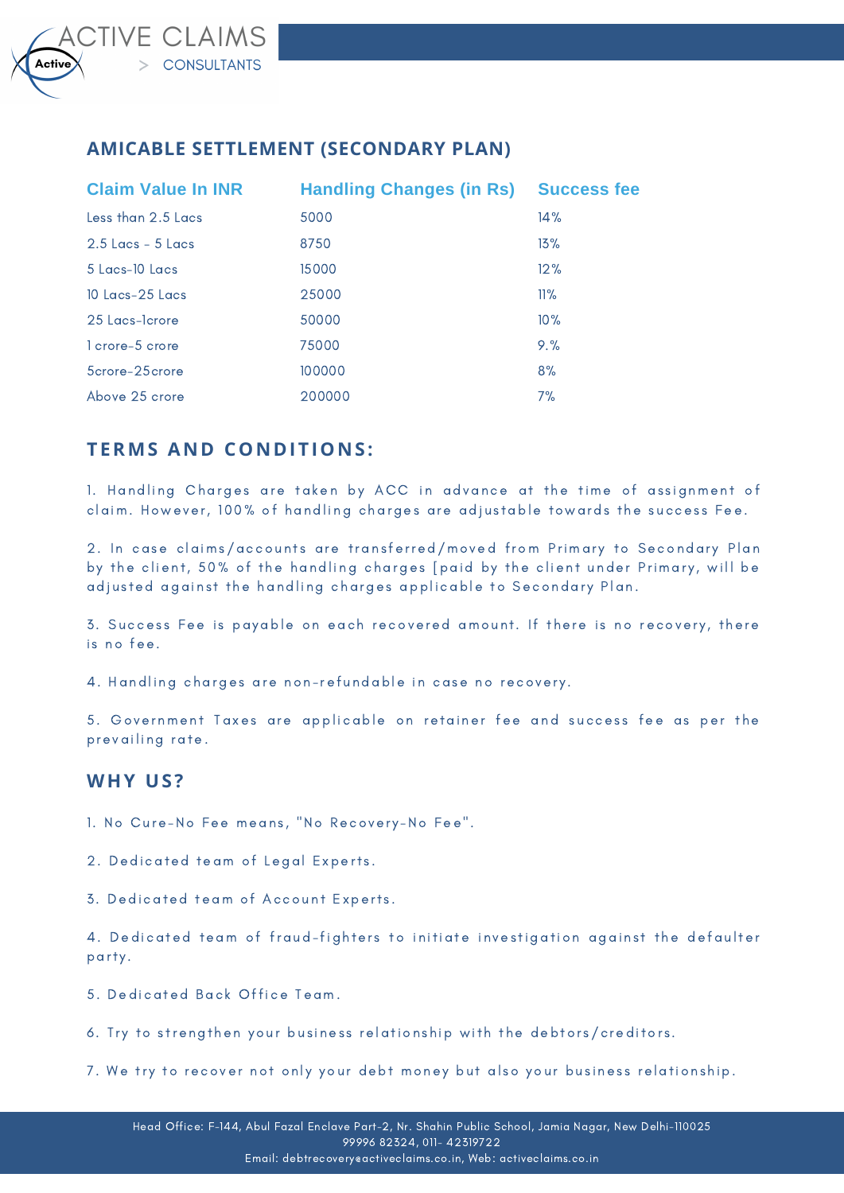## AMICABLE SETTLEMENT (SECONDARY PLAN)

| Claim Value In INR | Handling Changes (in Rs) | Success fee |
|---|---|---|
| Less than 2.5 Lacs | 5000 | 14% |
| 2.5 Lacs - 5 Lacs | 8750 | 13% |
| 5 Lacs-10 Lacs | 15000 | 12% |
| 10 Lacs-25 Lacs | 25000 | 11% |
| 25 Lacs-1crore | 50000 | 10% |
| 1 crore-5 crore | 75000 | 9.% |
| 5crore-25crore | 100000 | 8% |
| Above 25 crore | 200000 | 7% |

## TERMS AND CONDITIONS:

1. Handling Charges are taken by ACC in advance at the time of assignment of claim. However, 100% of handling charges are adjustable towards the success Fee.

2. In case claims/accounts are transferred/moved from Primary to Secondary Plan by the client, 50% of the handling charges [paid by the client under Primary, will be adjusted against the handling charges applicable to Secondary Plan.

3. Success Fee is payable on each recovered amount. If there is no recovery, there is no fee.

4. Handling charges are non-refundable in case no recovery.

5. Government Taxes are applicable on retainer fee and success fee as per the prevailing rate.

## WHY US?

1. No Cure-No Fee means, "No Recovery-No Fee".

2. Dedicated team of Legal Experts.

3. Dedicated team of Account Experts.

4. Dedicated team of fraud-fighters to initiate investigation against the defaulter party.

5. Dedicated Back Office Team.

6. Try to strengthen your business relationship with the debtors/creditors.

7. We try to recover not only your debt money but also your business relationship.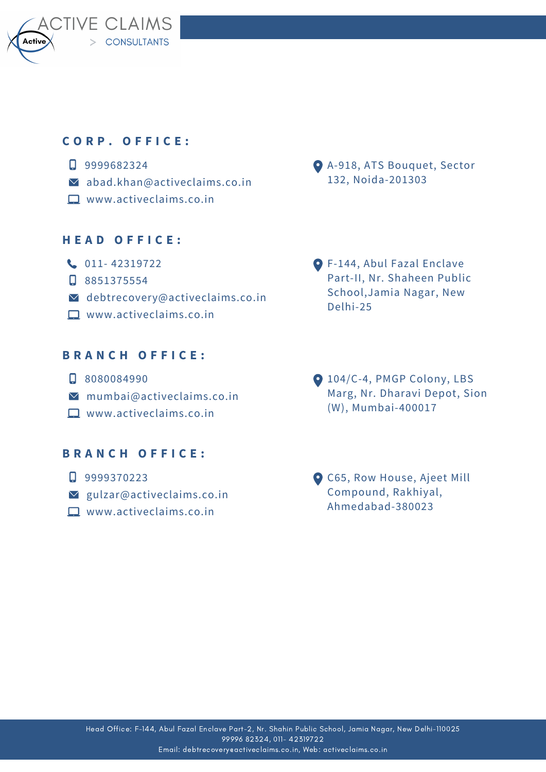ACTIVE CLAIMS

> CONSULTANTS

## CORP. OFFICE:

9999682324
abad.khan@activeclaims.co.in
www.activeclaims.co.in

A-918, ATS Bouquet, Sector 132, Noida-201303

## HEAD OFFICE:

011- 42319722
8851375554
debtrecovery@activeclaims.co.in
www.activeclaims.co.in

F-144, Abul Fazal Enclave Part-II, Nr. Shaheen Public School,Jamia Nagar, New Delhi-25

## BRANCH OFFICE:

8080084990
mumbai@activeclaims.co.in
www.activeclaims.co.in

104/C-4, PMGP Colony, LBS Marg, Nr. Dharavi Depot, Sion (W), Mumbai-400017

## BRANCH OFFICE:

9999370223
gulzar@activeclaims.co.in
www.activeclaims.co.in

C65, Row House, Ajeet Mill Compound, Rakhiyal, Ahmedabad-380023